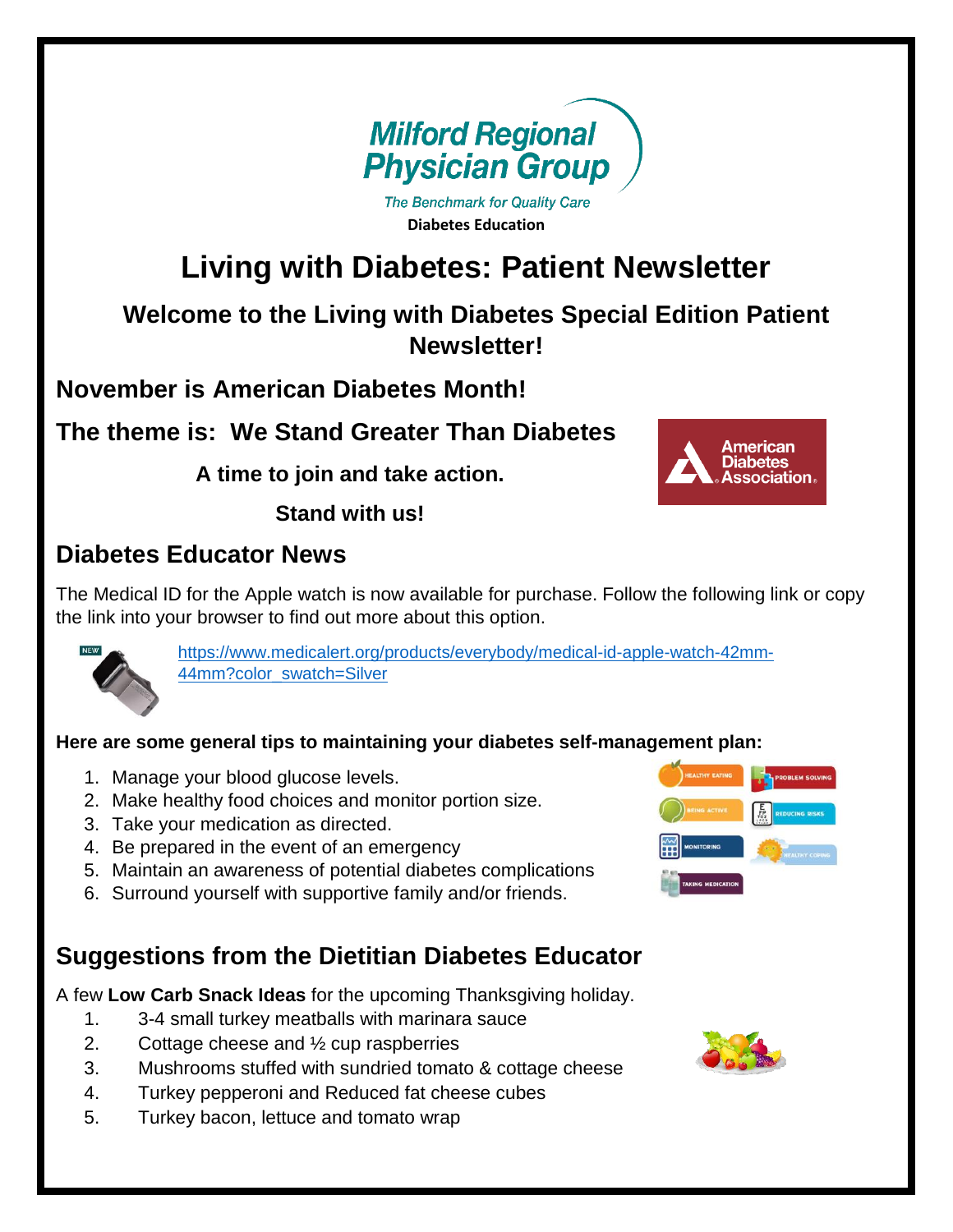**Milford Regional Physician Group**

*The Benchmark for Quality Care*

**Diabetes Education**

# Living with Diabetes: Patient Newsletter

## Welcome to the Living with Diabetes Special Edition Patient Newsletter!

## November is American Diabetes Month!

## The theme is: We Stand Greater Than Diabetes

**A time to join and take action.**

**Stand with us!**

## Diabetes Educator News

The Medical ID for the Apple watch is now available for purchase. Follow the following link or copy the link into your browser to find out more about this option.

https://www.medicalert.org/products/everybody/medical-id-apple-watch-42mm-44mm?color_swatch=Silver

**Here are some general tips to maintaining your diabetes self-management plan:**

1. Manage your blood glucose levels.
2. Make healthy food choices and monitor portion size.
3. Take your medication as directed.
4. Be prepared in the event of an emergency
5. Maintain an awareness of potential diabetes complications
6. Surround yourself with supportive family and/or friends.

## Suggestions from the Dietitian Diabetes Educator

A few **Low Carb Snack Ideas** for the upcoming Thanksgiving holiday.

1. 3-4 small turkey meatballs with marinara sauce
2. Cottage cheese and ½ cup raspberries
3. Mushrooms stuffed with sundried tomato & cottage cheese
4. Turkey pepperoni and Reduced fat cheese cubes
5. Turkey bacon, lettuce and tomato wrap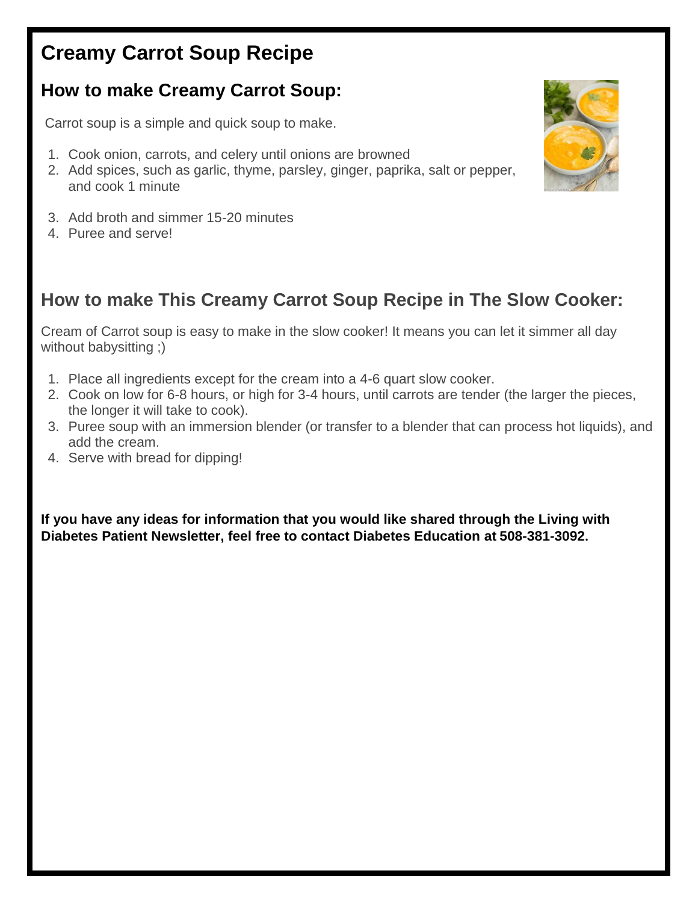# Creamy Carrot Soup Recipe

## How to make Creamy Carrot Soup:

Carrot soup is a simple and quick soup to make.

1. Cook onion, carrots, and celery until onions are browned
2. Add spices, such as garlic, thyme, parsley, ginger, paprika, salt or pepper, and cook 1 minute
3. Add broth and simmer 15-20 minutes
4. Puree and serve!

## How to make This Creamy Carrot Soup Recipe in The Slow Cooker:

Cream of Carrot soup is easy to make in the slow cooker! It means you can let it simmer all day without babysitting ;)

1. Place all ingredients except for the cream into a 4-6 quart slow cooker.
2. Cook on low for 6-8 hours, or high for 3-4 hours, until carrots are tender (the larger the pieces, the longer it will take to cook).
3. Puree soup with an immersion blender (or transfer to a blender that can process hot liquids), and add the cream.
4. Serve with bread for dipping!

**If you have any ideas for information that you would like shared through the Living with Diabetes Patient Newsletter, feel free to contact Diabetes Education at 508-381-3092.**